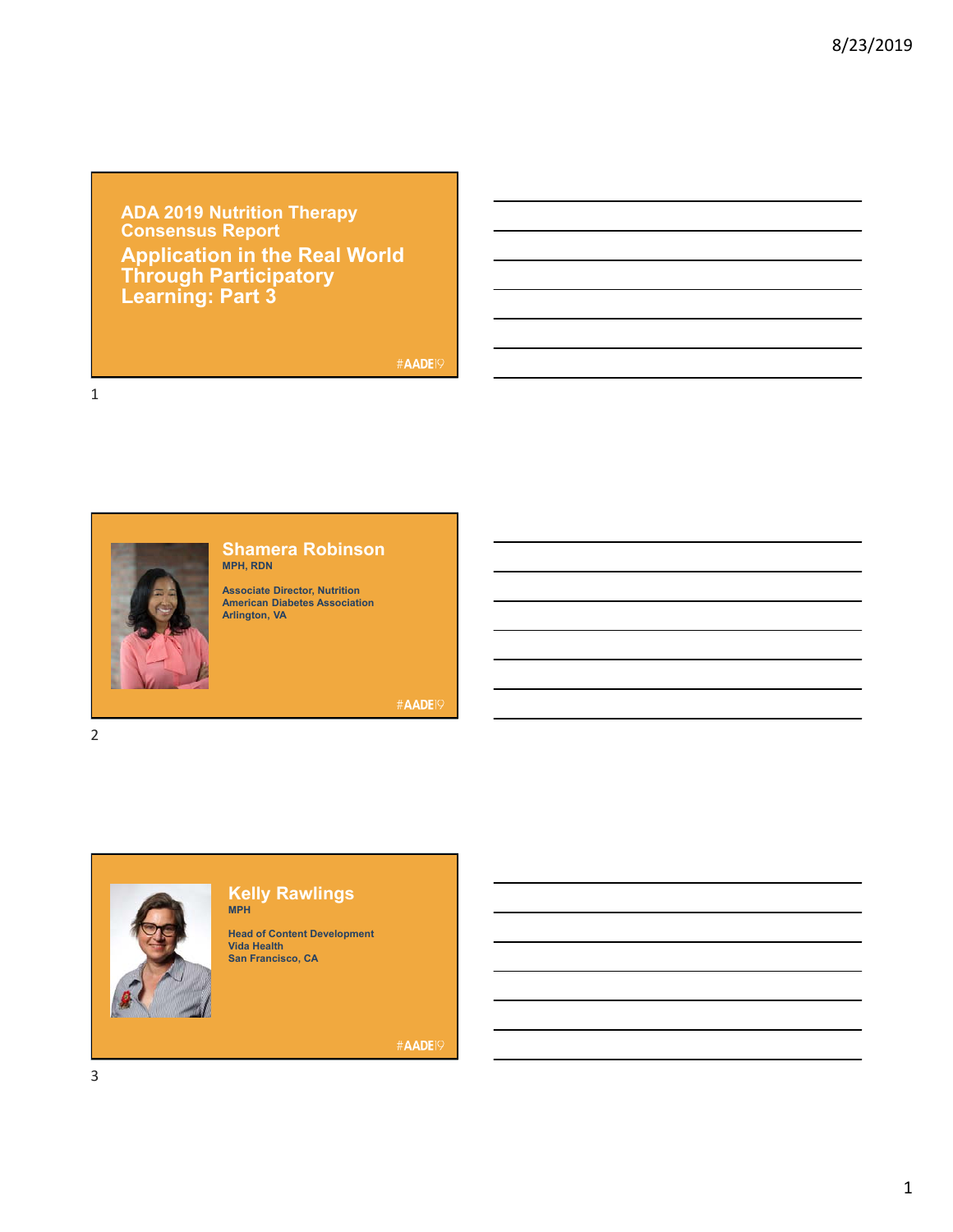# ADA 2019 Nutrition Therapy Consensus Report

## Application in the Real World Through Participatory Learning: Part 3

#AADE19

## Shamera Robinson

MPH, RDN

Associate Director, Nutrition
American Diabetes Association
Arlington, VA

#AADE19

## Kelly Rawlings

MPH

Head of Content Development
Vida Health
San Francisco, CA

#AADE19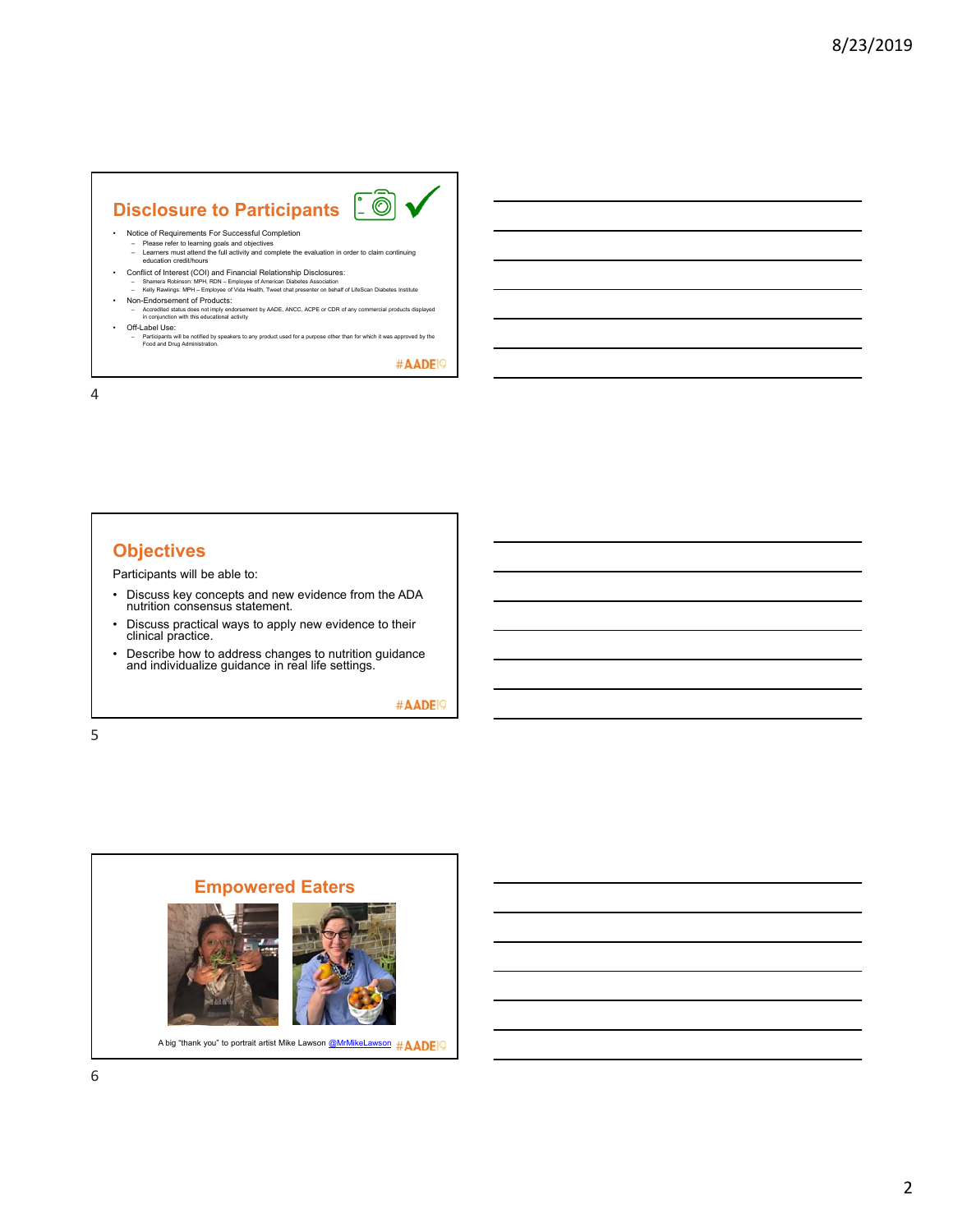## Disclosure to Participants

- Notice of Requirements For Successful Completion
  - Please refer to learning goals and objectives
  - Learners must attend the full activity and complete the evaluation in order to claim continuing education credit/hours
- Conflict of Interest (COI) and Financial Relationship Disclosures:
  - Shamera Robinson: MPH, RDN – Employee of American Diabetes Association
  - Kelly Rawlings: MPH – Employee of Vida Health, Tweet chat presenter on behalf of LifeScan Diabetes Institute
- Non-Endorsement of Products:
  - Accredited status does not imply endorsement by AADE, ANCC, ACPE or CDR of any commercial products displayed in conjunction with this educational activity
- Off-Label Use:
  - Participants will be notified by speakers to any product used for a purpose other than for which it was approved by the Food and Drug Administration.

#AADE19

## Objectives

Participants will be able to:

- Discuss key concepts and new evidence from the ADA nutrition consensus statement.
- Discuss practical ways to apply new evidence to their clinical practice.
- Describe how to address changes to nutrition guidance and individualize guidance in real life settings.

#AADE19

## Empowered Eaters

A big "thank you" to portrait artist Mike Lawson @MrMikeLawson #AADE19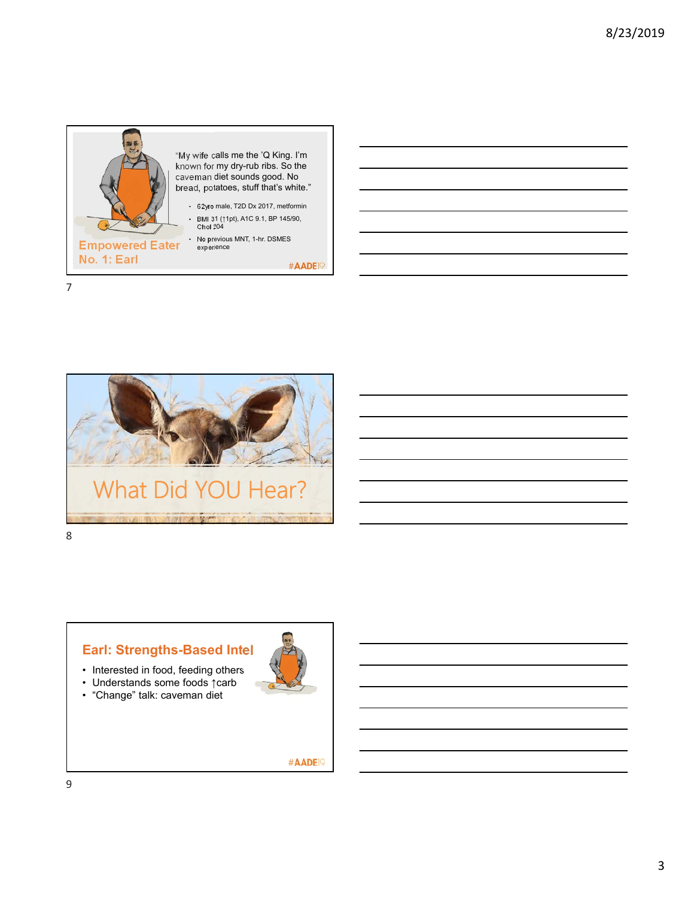"My wife calls me the 'Q King. I'm known for my dry-rub ribs. So the caveman diet sounds good. No bread, potatoes, stuff that's white."

- 62yro male, T2D Dx 2017, metformin
- BMI 31 (↑1pt), A1C 9.1, BP 145/90, Chol 204
- No previous MNT, 1-hr. DSMES experience

Empowered Eater No. 1: Earl

#AADE19

What Did YOU Hear?

## Earl: Strengths-Based Intel

- Interested in food, feeding others
- Understands some foods ↑carb
- "Change" talk: caveman diet

#AADE19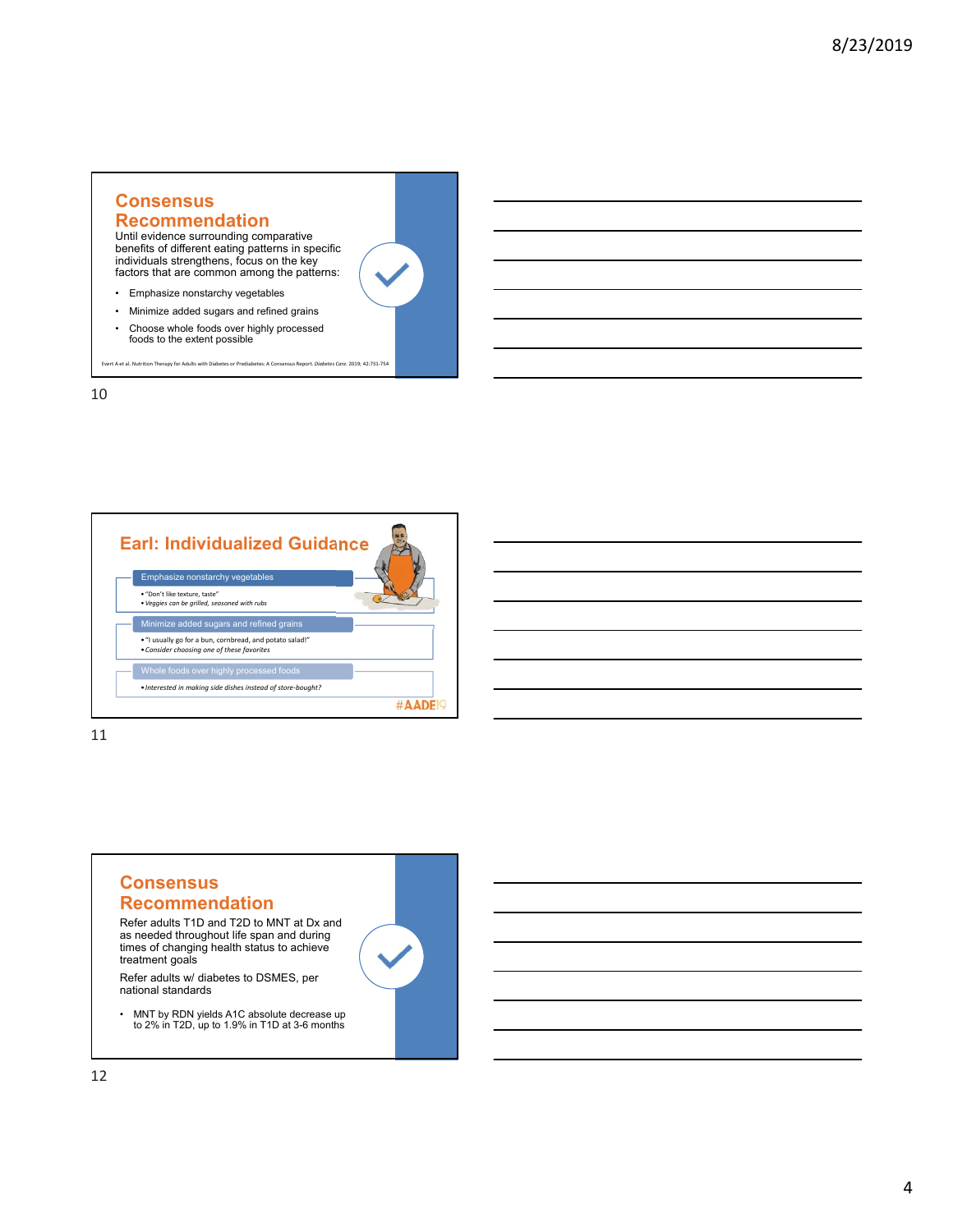## Consensus Recommendation

Until evidence surrounding comparative benefits of different eating patterns in specific individuals strengthens, focus on the key factors that are common among the patterns:

- Emphasize nonstarchy vegetables
- Minimize added sugars and refined grains
- Choose whole foods over highly processed foods to the extent possible

Evert A et al. Nutrition Therapy for Adults with Diabetes or Prediabetes: A Consensus Report. *Diabetes Care*. 2019; 42:731-754

10

## Earl: Individualized Guidance

**Emphasize nonstarchy vegetables**

- "Don't like texture, taste"
- *Veggies can be grilled, seasoned with rubs*

**Minimize added sugars and refined grains**

- "I usually go for a bun, cornbread, and potato salad!"
- *Consider choosing one of these favorites*

**Whole foods over highly processed foods**

- *Interested in making side dishes instead of store-bought?*

#AADE19

11

## Consensus Recommendation

Refer adults T1D and T2D to MNT at Dx and as needed throughout life span and during times of changing health status to achieve treatment goals

Refer adults w/ diabetes to DSMES, per national standards

- MNT by RDN yields A1C absolute decrease up to 2% in T2D, up to 1.9% in T1D at 3-6 months

12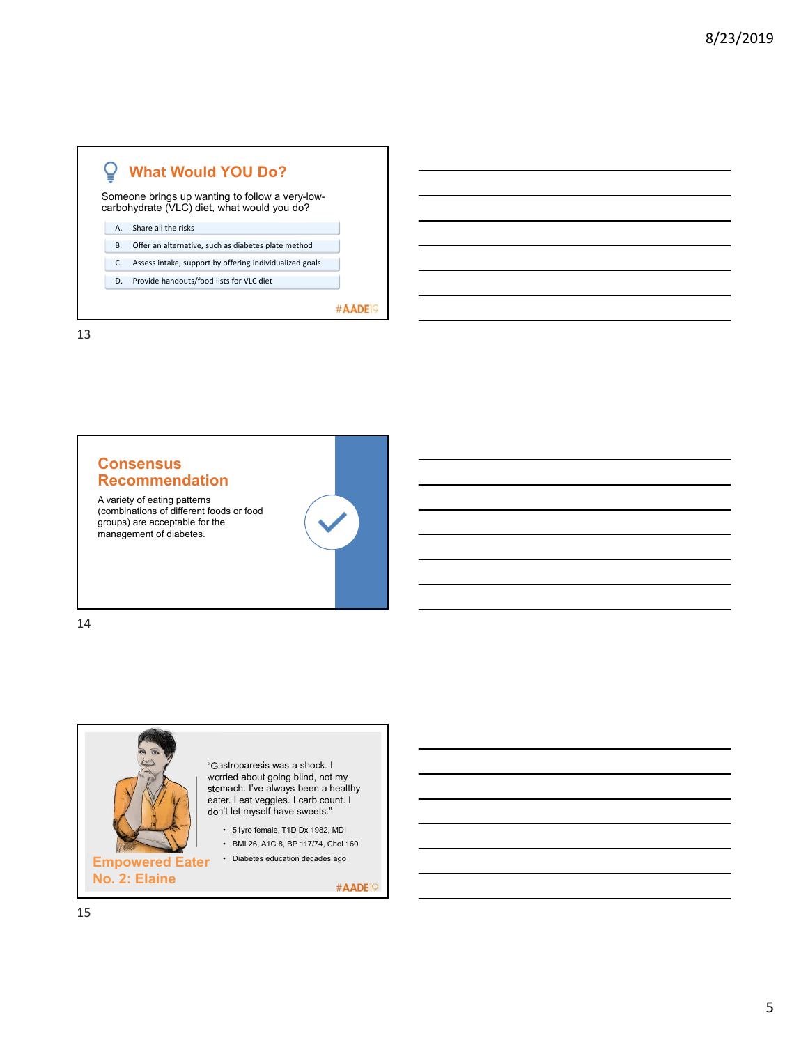## What Would YOU Do?

Someone brings up wanting to follow a very-low-carbohydrate (VLC) diet, what would you do?

- A. Share all the risks
- B. Offer an alternative, such as diabetes plate method
- C. Assess intake, support by offering individualized goals
- D. Provide handouts/food lists for VLC diet

#AADE19

## Consensus Recommendation

A variety of eating patterns (combinations of different foods or food groups) are acceptable for the management of diabetes.

## Empowered Eater No. 2: Elaine

"Gastroparesis was a shock. I worried about going blind, not my stomach. I've always been a healthy eater. I eat veggies. I carb count. I don't let myself have sweets."

- 51yro female, T1D Dx 1982, MDI
- BMI 26, A1C 8, BP 117/74, Chol 160
- Diabetes education decades ago

#AADE19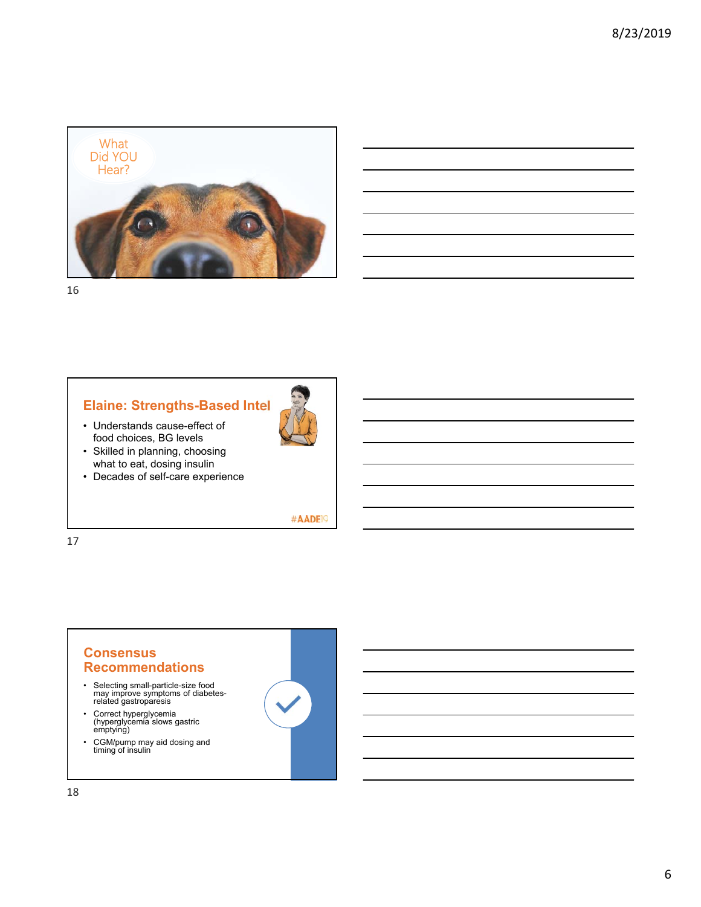What Did YOU Hear?

## Elaine: Strengths-Based Intel

- Understands cause-effect of food choices, BG levels
- Skilled in planning, choosing what to eat, dosing insulin
- Decades of self-care experience

#AADE19

## Consensus Recommendations

- Selecting small-particle-size food may improve symptoms of diabetes-related gastroparesis
- Correct hyperglycemia (hyperglycemia slows gastric emptying)
- CGM/pump may aid dosing and timing of insulin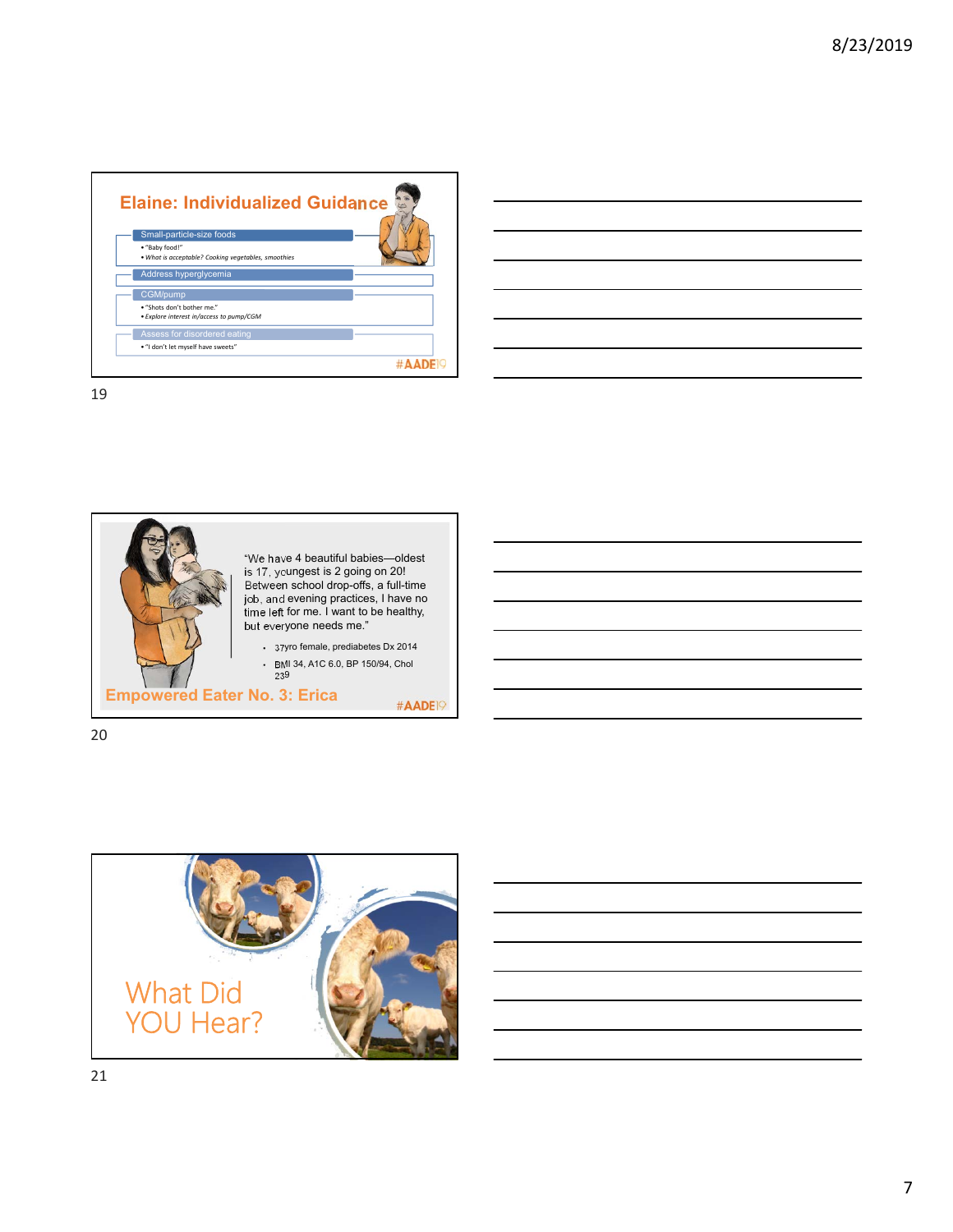## Elaine: Individualized Guidance

- Small-particle-size foods
  - "Baby food!"
  - *What is acceptable? Cooking vegetables, smoothies*
- Address hyperglycemia
- CGM/pump
  - "Shots don't bother me."
  - *Explore interest in/access to pump/CGM*
- Assess for disordered eating
  - "I don't let myself have sweets"

#AADE19

"We have 4 beautiful babies—oldest is 17, youngest is 2 going on 20! Between school drop-offs, a full-time job, and evening practices, I have no time left for me. I want to be healthy, but everyone needs me."

- 37yro female, prediabetes Dx 2014
- BMI 34, A1C 6.0, BP 150/94, Chol 239

## Empowered Eater No. 3: Erica

#AADE19

## What Did YOU Hear?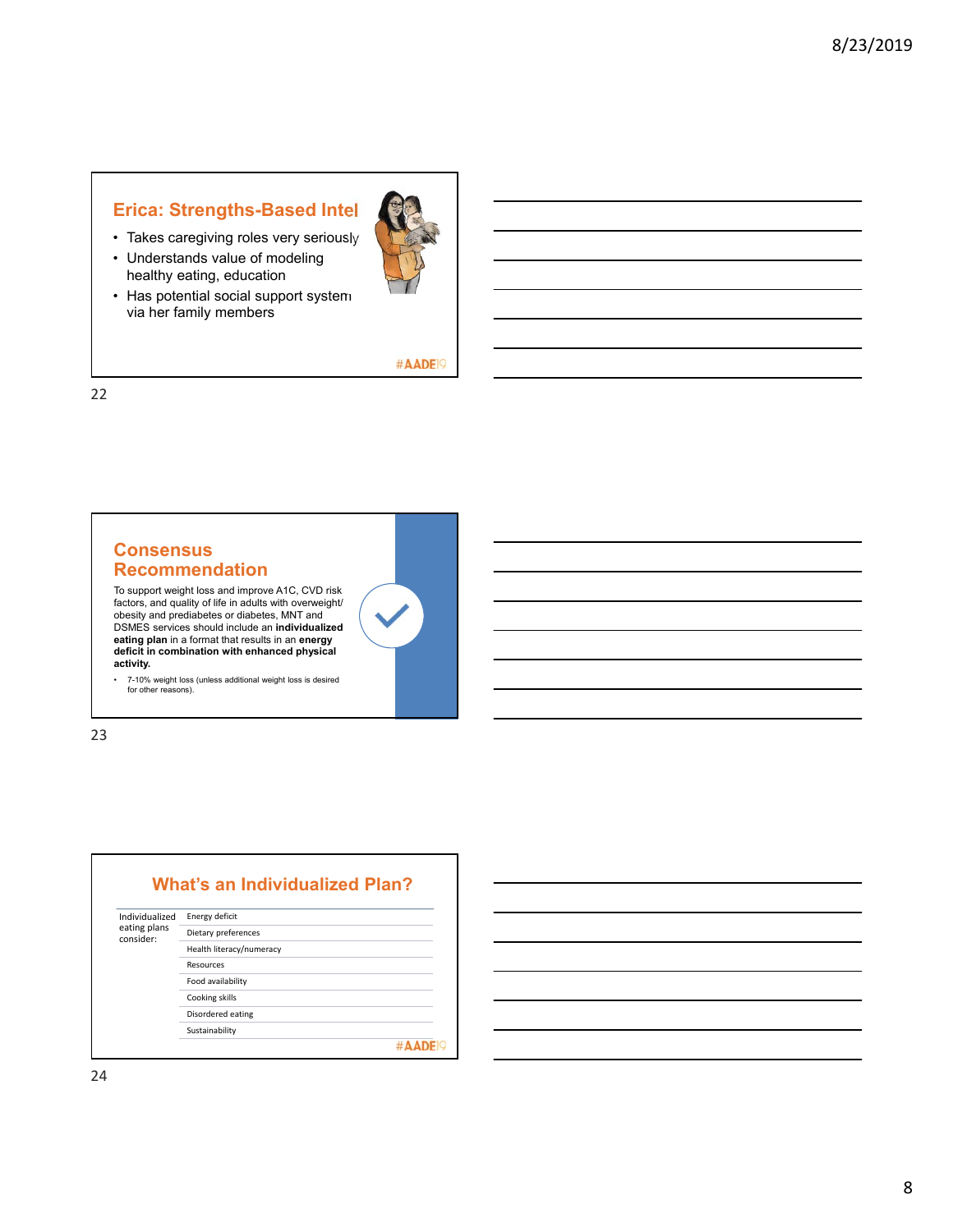## Erica: Strengths-Based Intel

- Takes caregiving roles very seriously
- Understands value of modeling healthy eating, education
- Has potential social support system via her family members

#AADE19

## Consensus Recommendation

To support weight loss and improve A1C, CVD risk factors, and quality of life in adults with overweight/obesity and prediabetes or diabetes, MNT and DSMES services should include an **individualized eating plan** in a format that results in an **energy deficit in combination with enhanced physical activity.**

- 7-10% weight loss (unless additional weight loss is desired for other reasons).

## What's an Individualized Plan?

| | |
|---|---|
| Individualized eating plans consider: | Energy deficit |
| | Dietary preferences |
| | Health literacy/numeracy |
| | Resources |
| | Food availability |
| | Cooking skills |
| | Disordered eating |
| | Sustainability |

#AADE19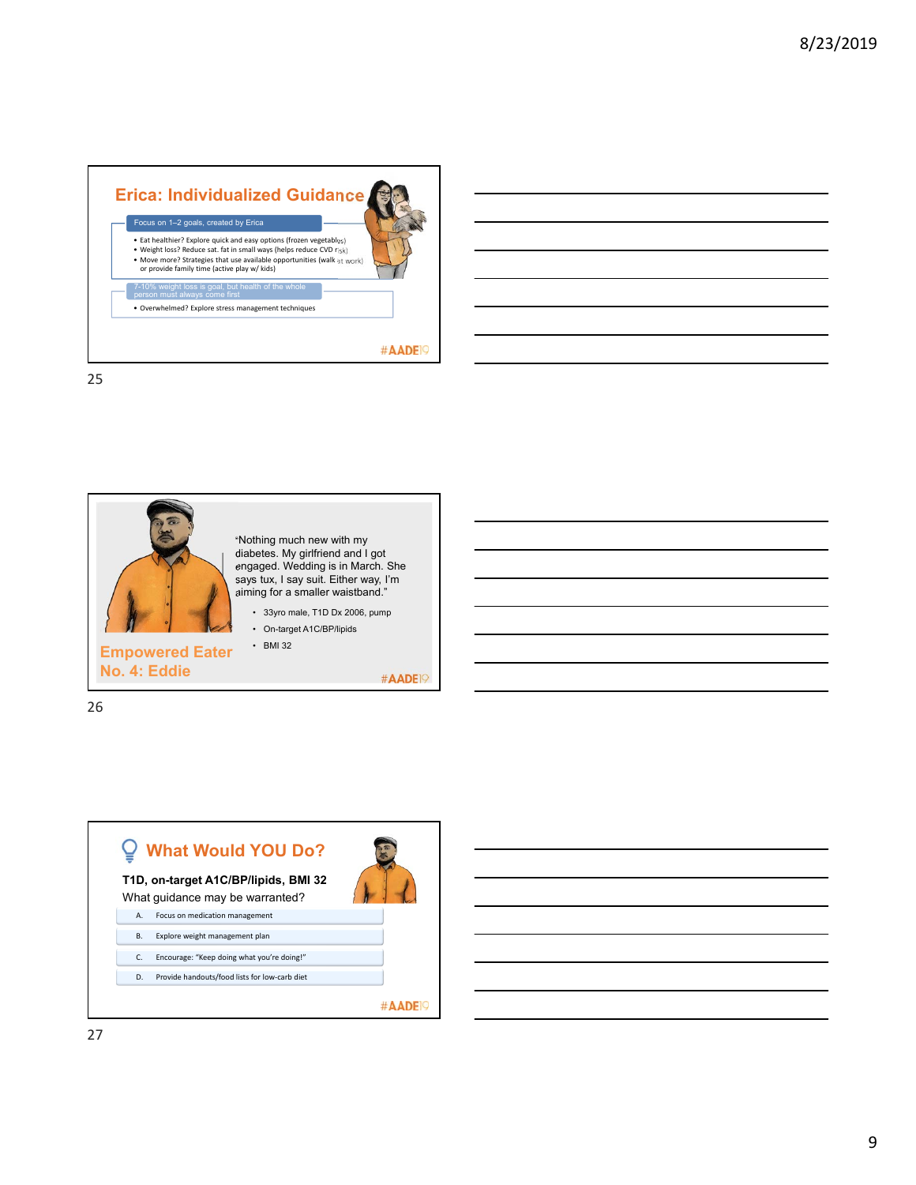## Erica: Individualized Guidance

Focus on 1–2 goals, created by Erica

- Eat healthier? Explore quick and easy options (frozen vegetables)
- Weight loss? Reduce sat. fat in small ways (helps reduce CVD risk)
- Move more? Strategies that use available opportunities (walk at work) or provide family time (active play w/ kids)

7-10% weight loss is goal, but health of the whole person must always come first

- Overwhelmed? Explore stress management techniques

#AADE19

---

"Nothing much new with my diabetes. My girlfriend and I got engaged. Wedding is in March. She says tux, I say suit. Either way, I'm aiming for a smaller waistband."

- 33yro male, T1D Dx 2006, pump
- On-target A1C/BP/lipids
- BMI 32

**Empowered Eater No. 4: Eddie**

#AADE19

---

## What Would YOU Do?

**T1D, on-target A1C/BP/lipids, BMI 32**

What guidance may be warranted?

A. Focus on medication management

B. Explore weight management plan

C. Encourage: "Keep doing what you're doing!"

D. Provide handouts/food lists for low-carb diet

#AADE19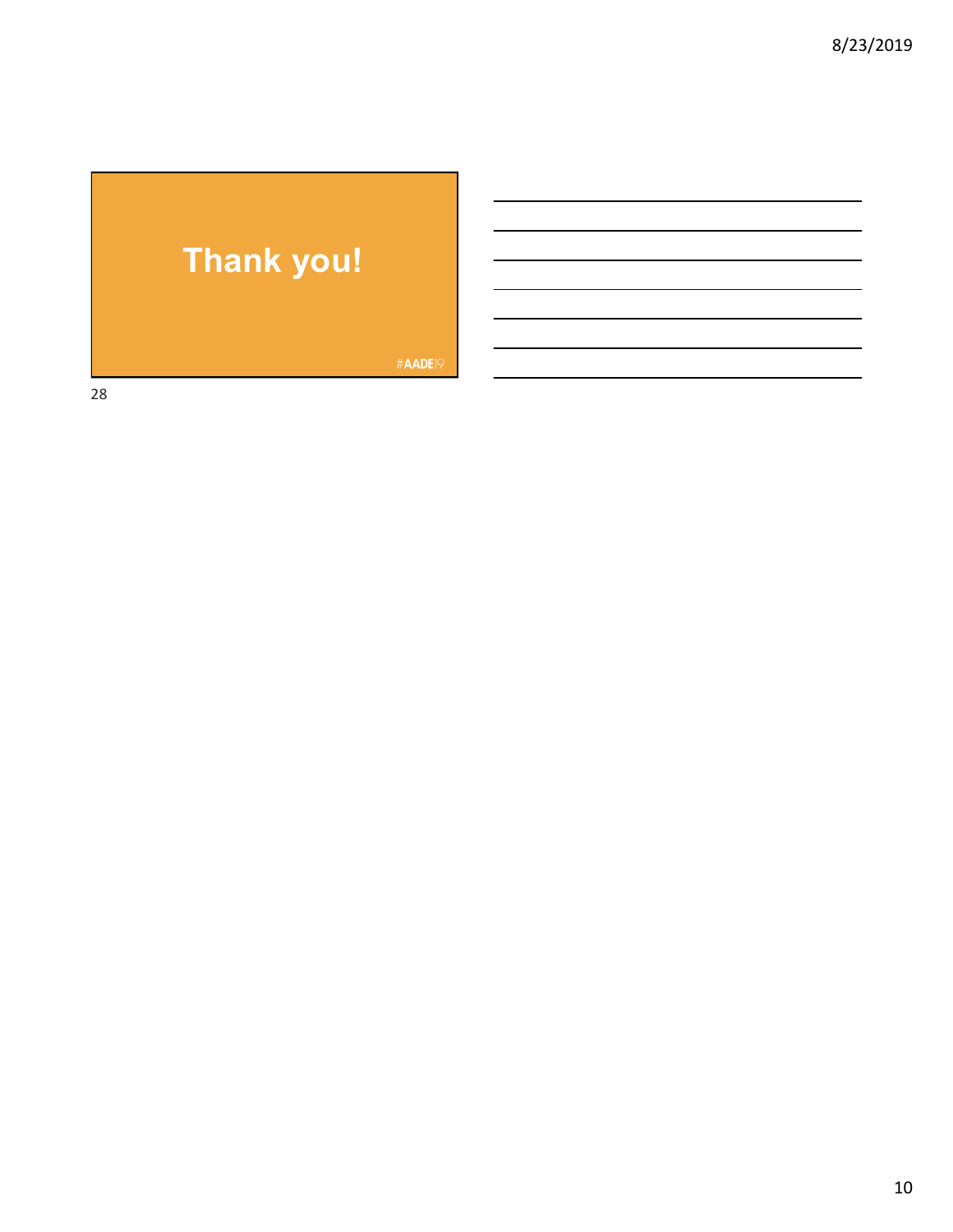# Thank you!

#AADE19